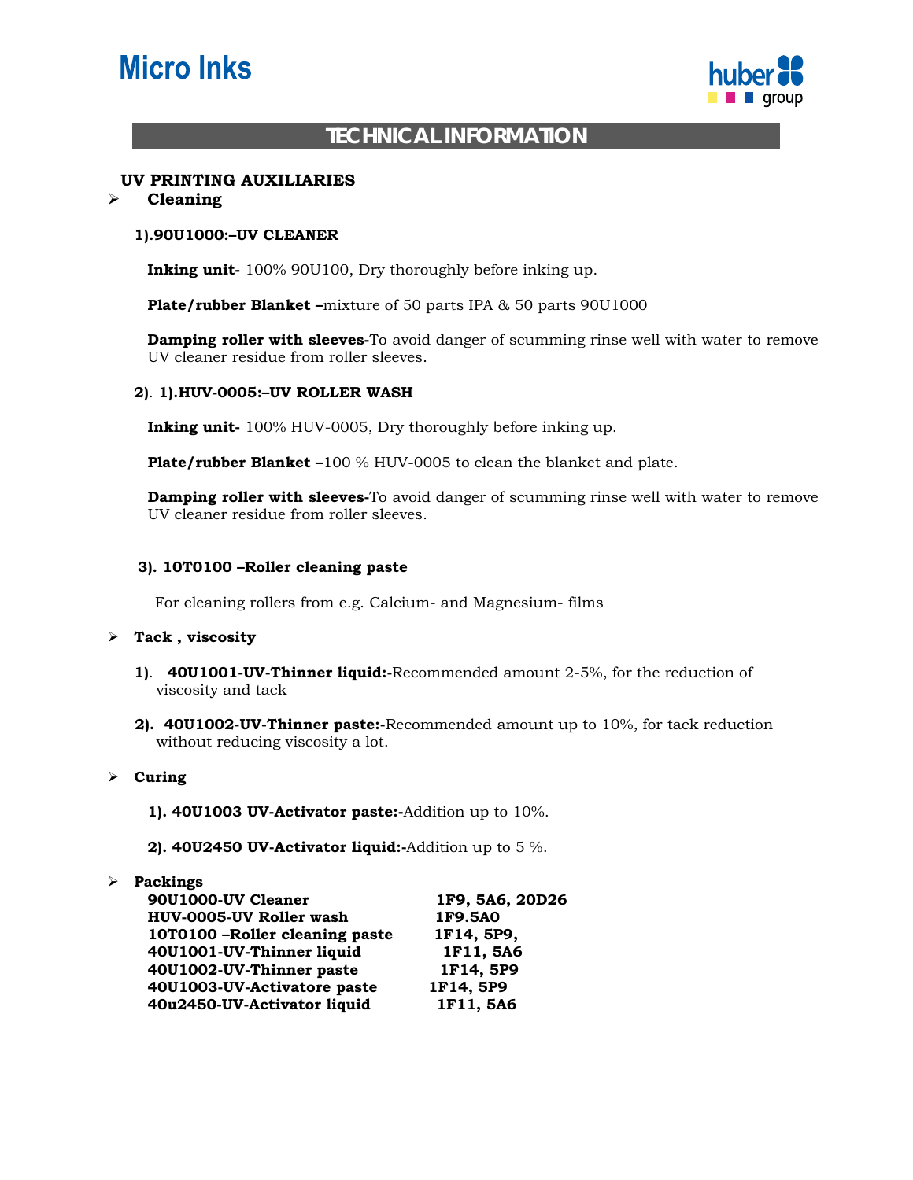Micro Inks

huber group

## TECHNICAL INFORMATION

### UV PRINTING AUXILIARIES

- **Cleaning**

**1).90U1000:–UV CLEANER**

**Inking unit-** 100% 90U100, Dry thoroughly before inking up.

**Plate/rubber Blanket –**mixture of 50 parts IPA & 50 parts 90U1000

**Damping roller with sleeves-**To avoid danger of scumming rinse well with water to remove UV cleaner residue from roller sleeves.

**2)**. **1).HUV-0005:–UV ROLLER WASH**

**Inking unit-** 100% HUV-0005, Dry thoroughly before inking up.

**Plate/rubber Blanket –**100 % HUV-0005 to clean the blanket and plate.

**Damping roller with sleeves-**To avoid danger of scumming rinse well with water to remove UV cleaner residue from roller sleeves.

**3). 10T0100 –Roller cleaning paste**

For cleaning rollers from e.g. Calcium- and Magnesium- films

- **Tack , viscosity**

**1)**. **40U1001-UV-Thinner liquid:-**Recommended amount 2-5%, for the reduction of viscosity and tack

**2). 40U1002-UV-Thinner paste:-**Recommended amount up to 10%, for tack reduction without reducing viscosity a lot.

- **Curing**

**1). 40U1003 UV-Activator paste:-**Addition up to 10%.

**2). 40U2450 UV-Activator liquid:-**Addition up to 5 %.

- **Packings**

| | |
|---|---|
| **90U1000-UV Cleaner** | **1F9, 5A6, 20D26** |
| **HUV-0005-UV Roller wash** | **1F9.5A0** |
| **10T0100 –Roller cleaning paste** | **1F14, 5P9,** |
| **40U1001-UV-Thinner liquid** | **1F11, 5A6** |
| **40U1002-UV-Thinner paste** | **1F14, 5P9** |
| **40U1003-UV-Activatore paste** | **1F14, 5P9** |
| **40u2450-UV-Activator liquid** | **1F11, 5A6** |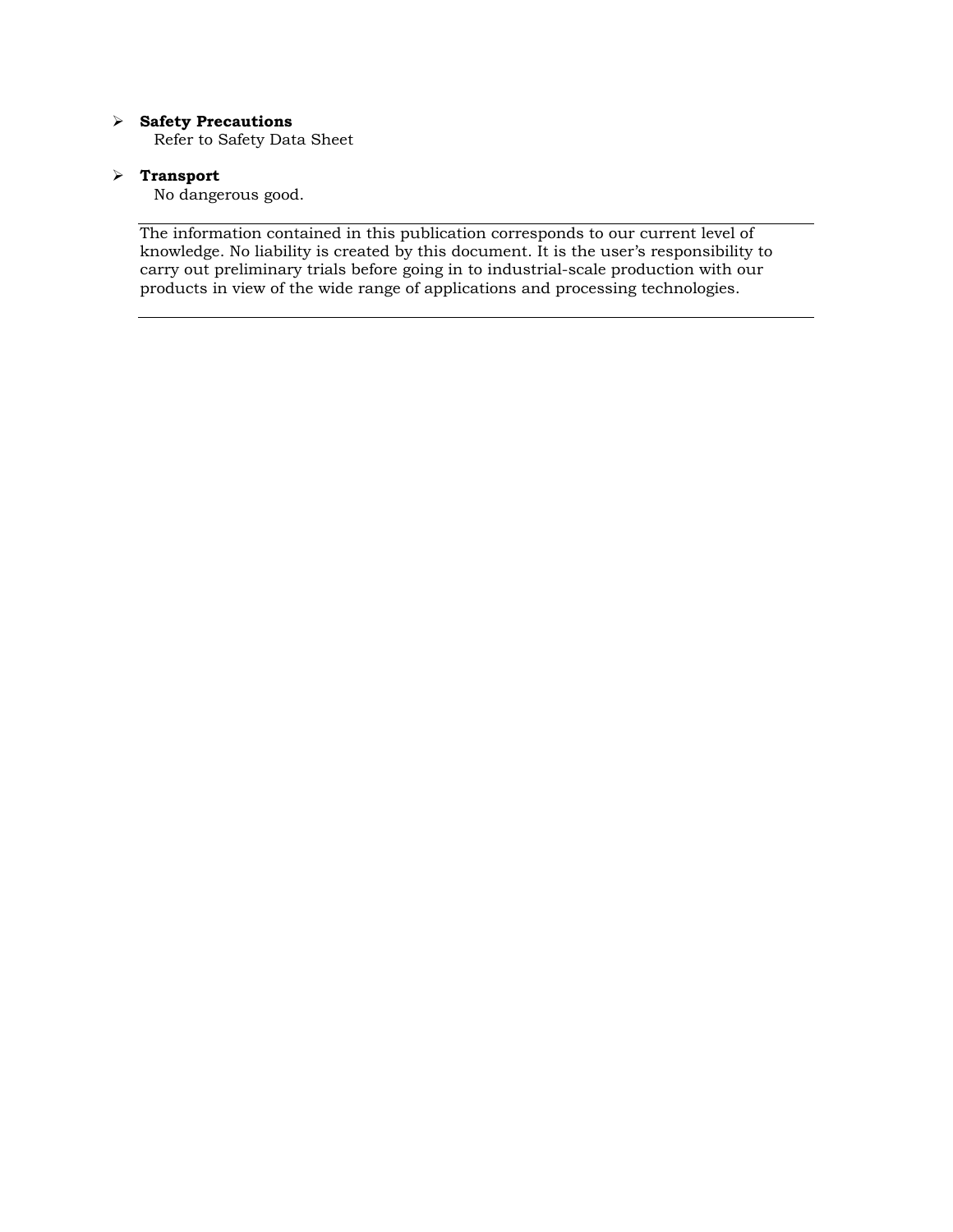- **Safety Precautions**
  Refer to Safety Data Sheet

- **Transport**
  No dangerous good.

---

The information contained in this publication corresponds to our current level of knowledge. No liability is created by this document. It is the user's responsibility to carry out preliminary trials before going in to industrial-scale production with our products in view of the wide range of applications and processing technologies.

---